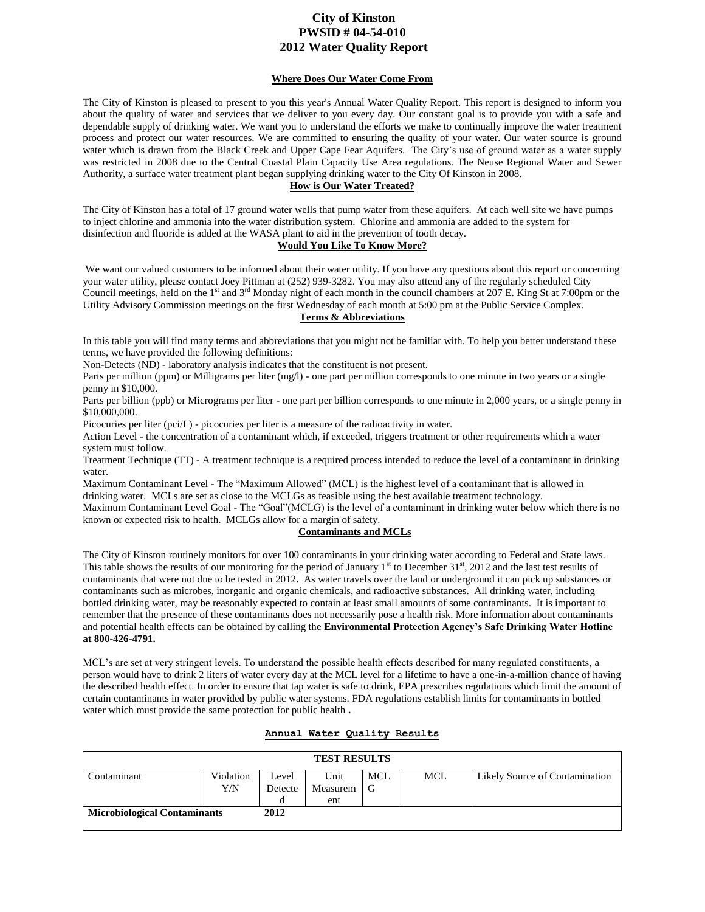# City of Kinston
# PWSID # 04-54-010
# 2012 Water Quality Report

## Where Does Our Water Come From

The City of Kinston is pleased to present to you this year's Annual Water Quality Report. This report is designed to inform you about the quality of water and services that we deliver to you every day. Our constant goal is to provide you with a safe and dependable supply of drinking water. We want you to understand the efforts we make to continually improve the water treatment process and protect our water resources. We are committed to ensuring the quality of your water. Our water source is ground water which is drawn from the Black Creek and Upper Cape Fear Aquifers. The City's use of ground water as a water supply was restricted in 2008 due to the Central Coastal Plain Capacity Use Area regulations. The Neuse Regional Water and Sewer Authority, a surface water treatment plant began supplying drinking water to the City Of Kinston in 2008.

## How is Our Water Treated?

The City of Kinston has a total of 17 ground water wells that pump water from these aquifers. At each well site we have pumps to inject chlorine and ammonia into the water distribution system. Chlorine and ammonia are added to the system for disinfection and fluoride is added at the WASA plant to aid in the prevention of tooth decay.

## Would You Like To Know More?

We want our valued customers to be informed about their water utility. If you have any questions about this report or concerning your water utility, please contact Joey Pittman at (252) 939-3282. You may also attend any of the regularly scheduled City Council meetings, held on the 1st and 3rd Monday night of each month in the council chambers at 207 E. King St at 7:00pm or the Utility Advisory Commission meetings on the first Wednesday of each month at 5:00 pm at the Public Service Complex.

## Terms & Abbreviations

In this table you will find many terms and abbreviations that you might not be familiar with. To help you better understand these terms, we have provided the following definitions:

Non-Detects (ND) - laboratory analysis indicates that the constituent is not present.

Parts per million (ppm) or Milligrams per liter (mg/l) - one part per million corresponds to one minute in two years or a single penny in $10,000.

Parts per billion (ppb) or Micrograms per liter - one part per billion corresponds to one minute in 2,000 years, or a single penny in $10,000,000.

Picocuries per liter (pci/L) - picocuries per liter is a measure of the radioactivity in water.

Action Level - the concentration of a contaminant which, if exceeded, triggers treatment or other requirements which a water system must follow.

Treatment Technique (TT) - A treatment technique is a required process intended to reduce the level of a contaminant in drinking water.

Maximum Contaminant Level - The "Maximum Allowed" (MCL) is the highest level of a contaminant that is allowed in drinking water. MCLs are set as close to the MCLGs as feasible using the best available treatment technology.

Maximum Contaminant Level Goal - The "Goal"(MCLG) is the level of a contaminant in drinking water below which there is no known or expected risk to health. MCLGs allow for a margin of safety.

## Contaminants and MCLs

The City of Kinston routinely monitors for over 100 contaminants in your drinking water according to Federal and State laws. This table shows the results of our monitoring for the period of January 1st to December 31st, 2012 and the last test results of contaminants that were not due to be tested in 2012**.** As water travels over the land or underground it can pick up substances or contaminants such as microbes, inorganic and organic chemicals, and radioactive substances. All drinking water, including bottled drinking water, may be reasonably expected to contain at least small amounts of some contaminants. It is important to remember that the presence of these contaminants does not necessarily pose a health risk. More information about contaminants and potential health effects can be obtained by calling the **Environmental Protection Agency's Safe Drinking Water Hotline at 800-426-4791.**

MCL's are set at very stringent levels. To understand the possible health effects described for many regulated constituents, a person would have to drink 2 liters of water every day at the MCL level for a lifetime to have a one-in-a-million chance of having the described health effect. In order to ensure that tap water is safe to drink, EPA prescribes regulations which limit the amount of certain contaminants in water provided by public water systems. FDA regulations establish limits for contaminants in bottled water which must provide the same protection for public health **.**

## Annual Water Quality Results

| TEST RESULTS | | | | | | |
|---|---|---|---|---|---|---|
| Contaminant | Violation Y/N | Level Detected | Unit Measurement | MCLG | MCL | Likely Source of Contamination |
| **Microbiological Contaminants** | | **2012** | | | | |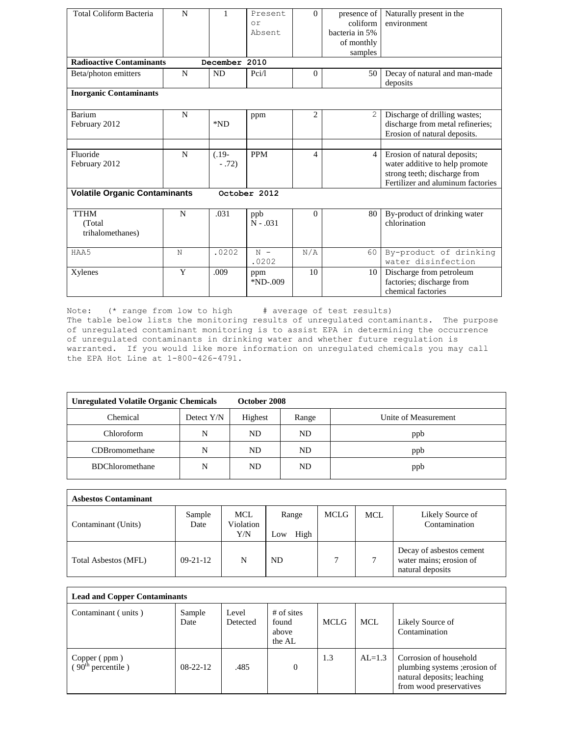| Total Coliform Bacteria | N | 1 | Present or Absent | 0 | presence of coliform bacteria in 5% of monthly samples | Naturally present in the environment |
|---|---|---|---|---|---|---|
| **Radioactive Contaminants** | December 2010 | | | | | |
| Beta/photon emitters | N | ND | Pci/l | 0 | 50 | Decay of natural and man-made deposits |
| **Inorganic Contaminants** | | | | | | |
| Barium February 2012 | N | *ND | ppm | 2 | 2 | Discharge of drilling wastes; discharge from metal refineries; Erosion of natural deposits. |
| | | | | | | |
| Fluoride February 2012 | N | (.19- - .72) | PPM | 4 | 4 | Erosion of natural deposits; water additive to help promote strong teeth; discharge from Fertilizer and aluminum factories |
| **Volatile Organic Contaminants** | October 2012 | | | | | |
| TTHM (Total trihalomethanes) | N | .031 | ppb N - .031 | 0 | 80 | By-product of drinking water chlorination |
| HAA5 | N | .0202 | N - .0202 | N/A | 60 | By-product of drinking water disinfection |
| Xylenes | Y | .009 | ppm *ND-.009 | 10 | 10 | Discharge from petroleum factories; discharge from chemical factories |

Note: (* range from low to high # average of test results)
The table below lists the monitoring results of unregulated contaminants. The purpose of unregulated contaminant monitoring is to assist EPA in determining the occurrence of unregulated contaminants in drinking water and whether future regulation is warranted. If you would like more information on unregulated chemicals you may call the EPA Hot Line at 1-800-426-4791.

| **Unregulated Volatile Organic Chemicals** | **October 2008** | | | |
|---|---|---|---|---|
| Chemical | Detect Y/N | Highest | Range | Unite of Measurement |
| Chloroform | N | ND | ND | ppb |
| CDBromomethane | N | ND | ND | ppb |
| BDChloromethane | N | ND | ND | ppb |

| **Asbestos Contaminant** | | | | | | |
|---|---|---|---|---|---|---|
| Contaminant (Units) | Sample Date | MCL Violation Y/N | Range Low High | MCLG | MCL | Likely Source of Contamination |
| Total Asbestos (MFL) | 09-21-12 | N | ND | 7 | 7 | Decay of asbestos cement water mains; erosion of natural deposits |

| **Lead and Copper Contaminants** | | | | | | |
|---|---|---|---|---|---|---|
| Contaminant ( units ) | Sample Date | Level Detected | # of sites found above the AL | MCLG | MCL | Likely Source of Contamination |
| Copper ( ppm ) ( $90^{th}$ percentile ) | 08-22-12 | .485 | 0 | 1.3 | AL=1.3 | Corrosion of household plumbing systems ;erosion of natural deposits; leaching from wood preservatives |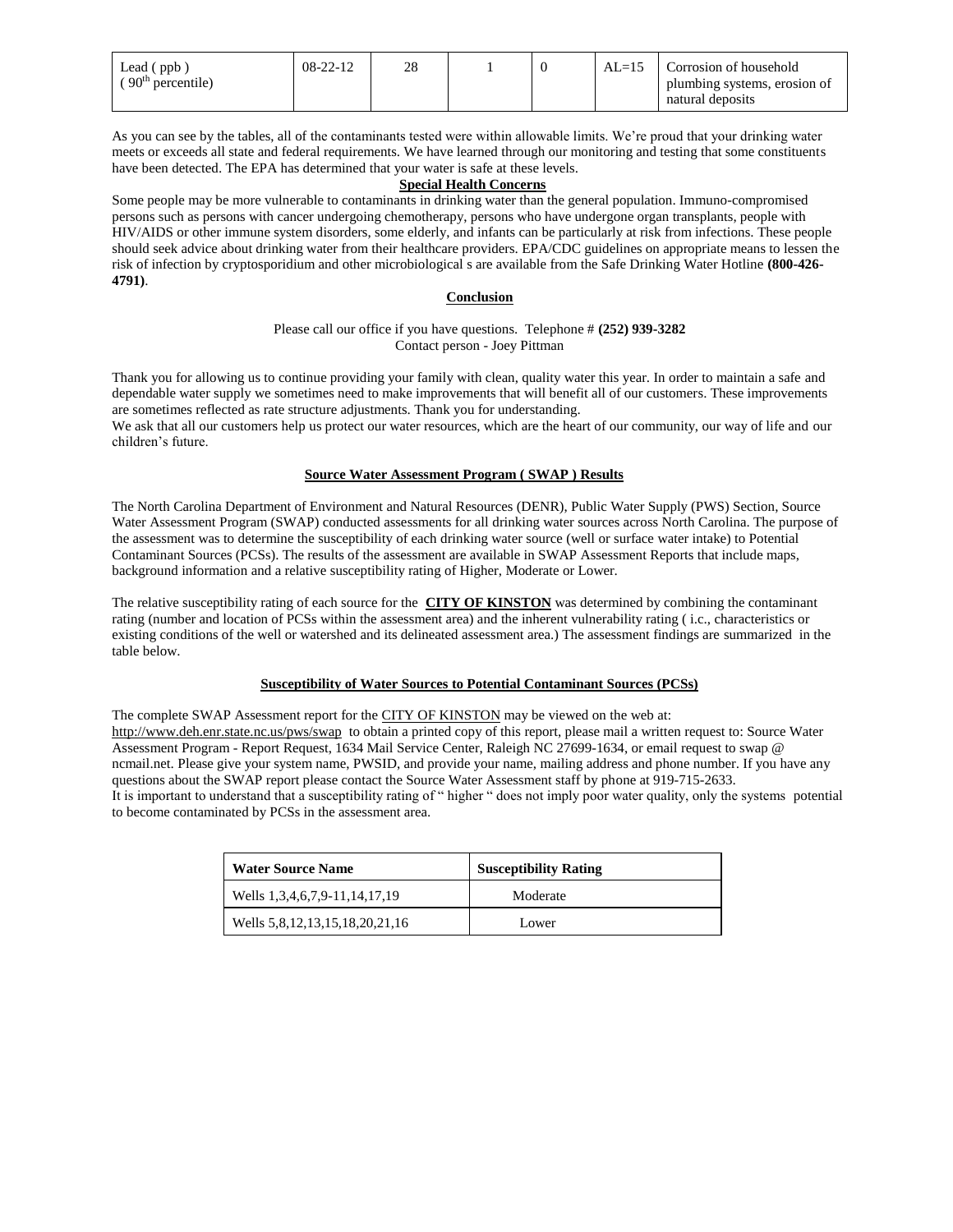| | | | | | | |
|---|---|---|---|---|---|---|
| Lead ( ppb ) ( $90^{th}$ percentile) | 08-22-12 | 28 | 1 | 0 | AL=15 | Corrosion of household plumbing systems, erosion of natural deposits |

As you can see by the tables, all of the contaminants tested were within allowable limits. We're proud that your drinking water meets or exceeds all state and federal requirements. We have learned through our monitoring and testing that some constituents have been detected. The EPA has determined that your water is safe at these levels.

**Special Health Concerns**

Some people may be more vulnerable to contaminants in drinking water than the general population. Immuno-compromised persons such as persons with cancer undergoing chemotherapy, persons who have undergone organ transplants, people with HIV/AIDS or other immune system disorders, some elderly, and infants can be particularly at risk from infections. These people should seek advice about drinking water from their healthcare providers. EPA/CDC guidelines on appropriate means to lessen the risk of infection by cryptosporidium and other microbiological s are available from the Safe Drinking Water Hotline **(800-426-4791)**.

**Conclusion**

Please call our office if you have questions. Telephone # **(252) 939-3282**
Contact person - Joey Pittman

Thank you for allowing us to continue providing your family with clean, quality water this year. In order to maintain a safe and dependable water supply we sometimes need to make improvements that will benefit all of our customers. These improvements are sometimes reflected as rate structure adjustments. Thank you for understanding.
We ask that all our customers help us protect our water resources, which are the heart of our community, our way of life and our children's future.

**Source Water Assessment Program ( SWAP ) Results**

The North Carolina Department of Environment and Natural Resources (DENR), Public Water Supply (PWS) Section, Source Water Assessment Program (SWAP) conducted assessments for all drinking water sources across North Carolina. The purpose of the assessment was to determine the susceptibility of each drinking water source (well or surface water intake) to Potential Contaminant Sources (PCSs). The results of the assessment are available in SWAP Assessment Reports that include maps, background information and a relative susceptibility rating of Higher, Moderate or Lower.

The relative susceptibility rating of each source for the **CITY OF KINSTON** was determined by combining the contaminant rating (number and location of PCSs within the assessment area) and the inherent vulnerability rating ( i.e., characteristics or existing conditions of the well or watershed and its delineated assessment area.) The assessment findings are summarized in the table below.

**Susceptibility of Water Sources to Potential Contaminant Sources (PCSs)**

The complete SWAP Assessment report for the CITY OF KINSTON may be viewed on the web at:
http://www.deh.enr.state.nc.us/pws/swap to obtain a printed copy of this report, please mail a written request to: Source Water Assessment Program - Report Request, 1634 Mail Service Center, Raleigh NC 27699-1634, or email request to swap @ ncmail.net. Please give your system name, PWSID, and provide your name, mailing address and phone number. If you have any questions about the SWAP report please contact the Source Water Assessment staff by phone at 919-715-2633.
It is important to understand that a susceptibility rating of " higher " does not imply poor water quality, only the systems potential to become contaminated by PCSs in the assessment area.

| Water Source Name | Susceptibility Rating |
|---|---|
| Wells 1,3,4,6,7,9-11,14,17,19 | Moderate |
| Wells 5,8,12,13,15,18,20,21,16 | Lower |